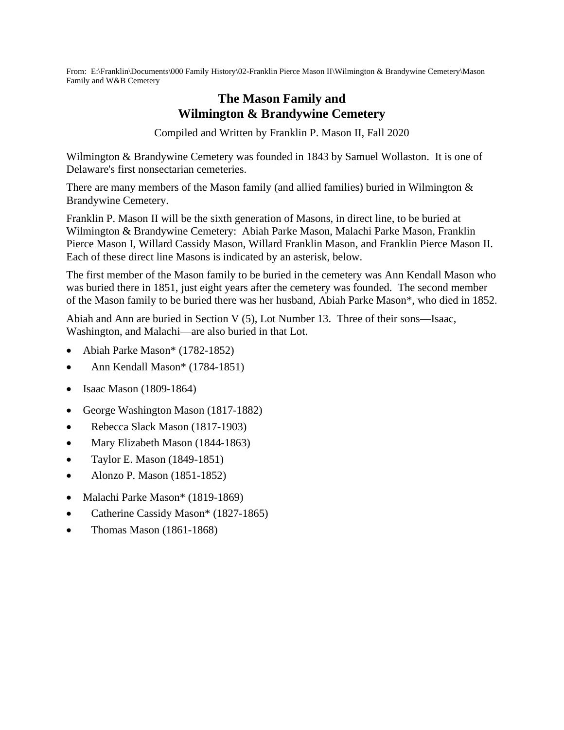From: E:\Franklin\Documents\000 Family History\02-Franklin Pierce Mason II\Wilmington & Brandywine Cemetery\Mason Family and W&B Cemetery

# The Mason Family and Wilmington & Brandywine Cemetery

Compiled and Written by Franklin P. Mason II, Fall 2020

Wilmington & Brandywine Cemetery was founded in 1843 by Samuel Wollaston. It is one of Delaware's first nonsectarian cemeteries.

There are many members of the Mason family (and allied families) buried in Wilmington & Brandywine Cemetery.

Franklin P. Mason II will be the sixth generation of Masons, in direct line, to be buried at Wilmington & Brandywine Cemetery: Abiah Parke Mason, Malachi Parke Mason, Franklin Pierce Mason I, Willard Cassidy Mason, Willard Franklin Mason, and Franklin Pierce Mason II. Each of these direct line Masons is indicated by an asterisk, below.

The first member of the Mason family to be buried in the cemetery was Ann Kendall Mason who was buried there in 1851, just eight years after the cemetery was founded. The second member of the Mason family to be buried there was her husband, Abiah Parke Mason*, who died in 1852.

Abiah and Ann are buried in Section V (5), Lot Number 13. Three of their sons—Isaac, Washington, and Malachi—are also buried in that Lot.

- Abiah Parke Mason* (1782-1852)
  - Ann Kendall Mason* (1784-1851)
- Isaac Mason (1809-1864)
- George Washington Mason (1817-1882)
  - Rebecca Slack Mason (1817-1903)
  - Mary Elizabeth Mason (1844-1863)
  - Taylor E. Mason (1849-1851)
  - Alonzo P. Mason (1851-1852)
- Malachi Parke Mason* (1819-1869)
  - Catherine Cassidy Mason* (1827-1865)
  - Thomas Mason (1861-1868)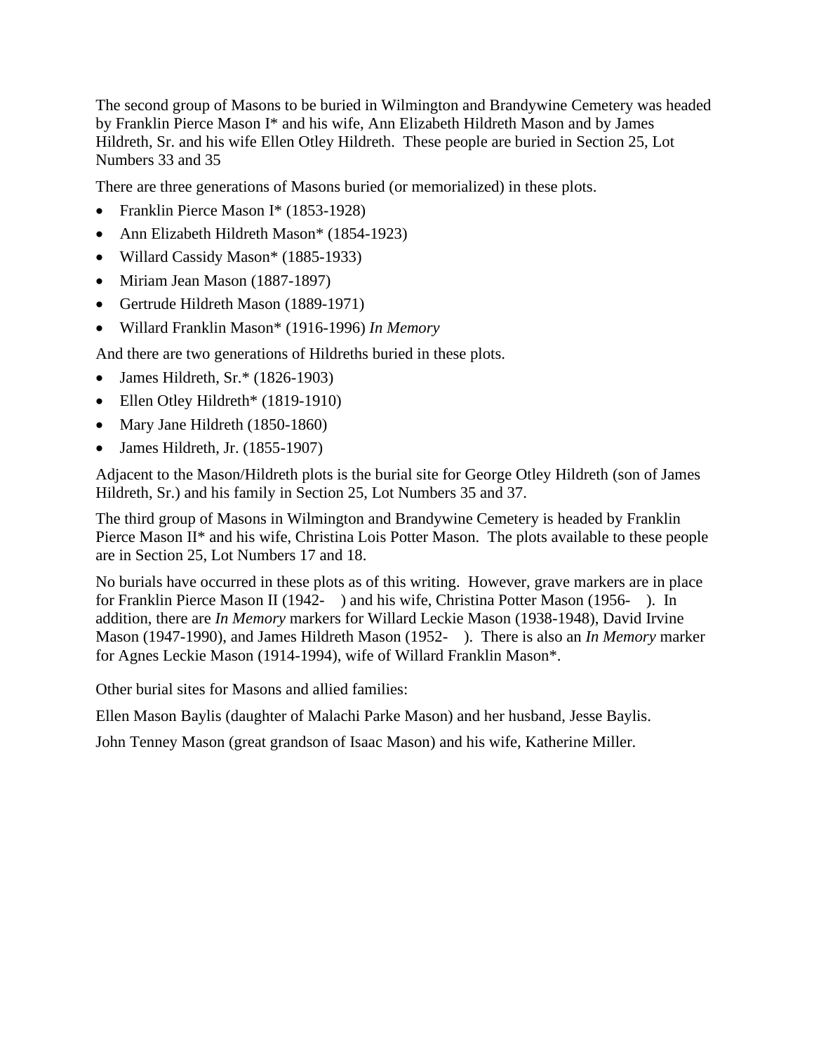The second group of Masons to be buried in Wilmington and Brandywine Cemetery was headed by Franklin Pierce Mason I* and his wife, Ann Elizabeth Hildreth Mason and by James Hildreth, Sr. and his wife Ellen Otley Hildreth. These people are buried in Section 25, Lot Numbers 33 and 35

There are three generations of Masons buried (or memorialized) in these plots.

- Franklin Pierce Mason I* (1853-1928)
- Ann Elizabeth Hildreth Mason* (1854-1923)
- Willard Cassidy Mason* (1885-1933)
- Miriam Jean Mason (1887-1897)
- Gertrude Hildreth Mason (1889-1971)
- Willard Franklin Mason* (1916-1996) *In Memory*

And there are two generations of Hildreths buried in these plots.

- James Hildreth, Sr.* (1826-1903)
- Ellen Otley Hildreth* (1819-1910)
- Mary Jane Hildreth (1850-1860)
- James Hildreth, Jr. (1855-1907)

Adjacent to the Mason/Hildreth plots is the burial site for George Otley Hildreth (son of James Hildreth, Sr.) and his family in Section 25, Lot Numbers 35 and 37.

The third group of Masons in Wilmington and Brandywine Cemetery is headed by Franklin Pierce Mason II* and his wife, Christina Lois Potter Mason. The plots available to these people are in Section 25, Lot Numbers 17 and 18.

No burials have occurred in these plots as of this writing. However, grave markers are in place for Franklin Pierce Mason II (1942- ) and his wife, Christina Potter Mason (1956- ). In addition, there are *In Memory* markers for Willard Leckie Mason (1938-1948), David Irvine Mason (1947-1990), and James Hildreth Mason (1952- ). There is also an *In Memory* marker for Agnes Leckie Mason (1914-1994), wife of Willard Franklin Mason*.

Other burial sites for Masons and allied families:

Ellen Mason Baylis (daughter of Malachi Parke Mason) and her husband, Jesse Baylis.

John Tenney Mason (great grandson of Isaac Mason) and his wife, Katherine Miller.